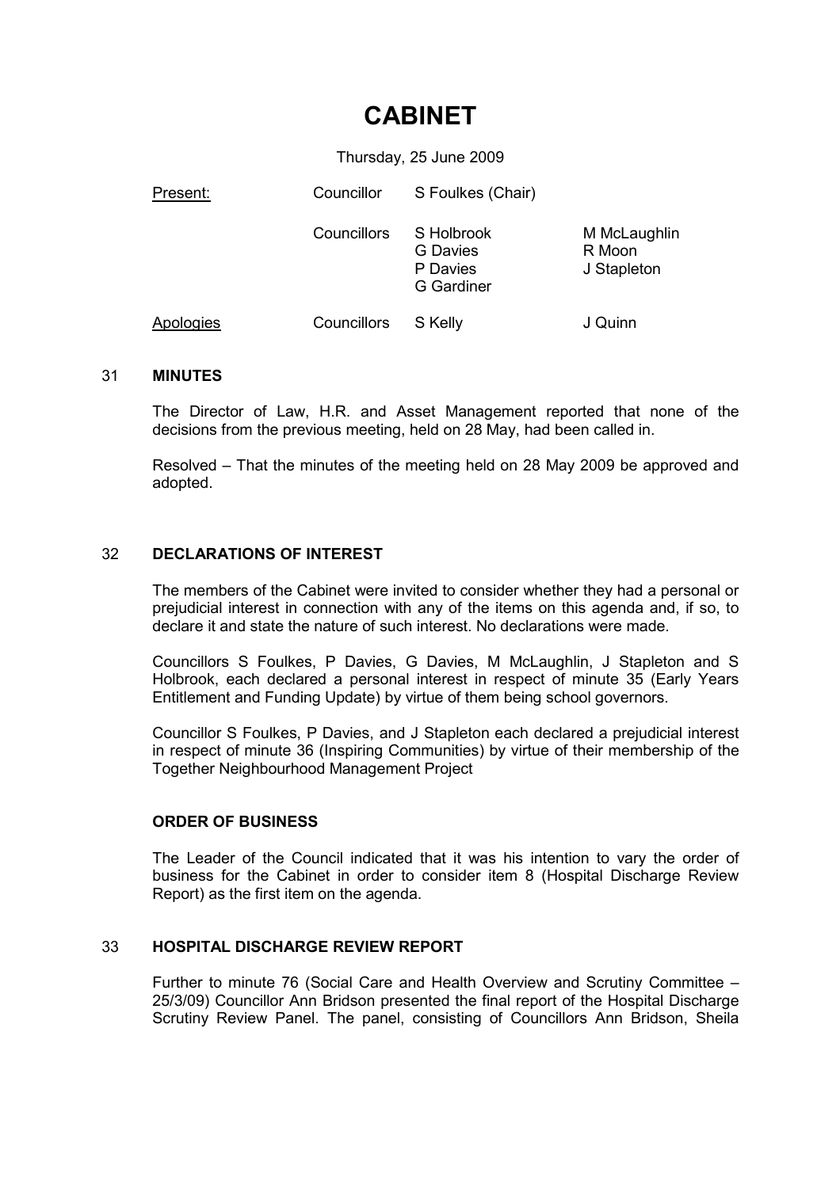# CABINET

Thursday, 25 June 2009

| | | | |
|---|---|---|---|
| Present: | Councillor | S Foulkes (Chair) | |
| | Councillors | S Holbrook<br>G Davies<br>P Davies<br>G Gardiner | M McLaughlin<br>R Moon<br>J Stapleton |
| Apologies | Councillors | S Kelly | J Quinn |

## 31 MINUTES

The Director of Law, H.R. and Asset Management reported that none of the decisions from the previous meeting, held on 28 May, had been called in.

Resolved – That the minutes of the meeting held on 28 May 2009 be approved and adopted.

## 32 DECLARATIONS OF INTEREST

The members of the Cabinet were invited to consider whether they had a personal or prejudicial interest in connection with any of the items on this agenda and, if so, to declare it and state the nature of such interest. No declarations were made.

Councillors S Foulkes, P Davies, G Davies, M McLaughlin, J Stapleton and S Holbrook, each declared a personal interest in respect of minute 35 (Early Years Entitlement and Funding Update) by virtue of them being school governors.

Councillor S Foulkes, P Davies, and J Stapleton each declared a prejudicial interest in respect of minute 36 (Inspiring Communities) by virtue of their membership of the Together Neighbourhood Management Project

## ORDER OF BUSINESS

The Leader of the Council indicated that it was his intention to vary the order of business for the Cabinet in order to consider item 8 (Hospital Discharge Review Report) as the first item on the agenda.

## 33 HOSPITAL DISCHARGE REVIEW REPORT

Further to minute 76 (Social Care and Health Overview and Scrutiny Committee – 25/3/09) Councillor Ann Bridson presented the final report of the Hospital Discharge Scrutiny Review Panel. The panel, consisting of Councillors Ann Bridson, Sheila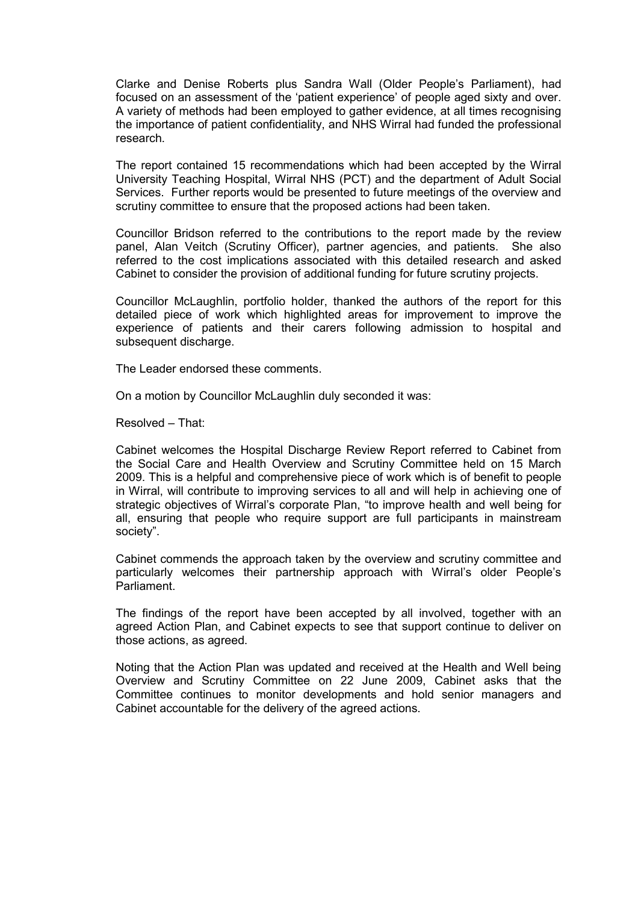Clarke and Denise Roberts plus Sandra Wall (Older People's Parliament), had focused on an assessment of the 'patient experience' of people aged sixty and over. A variety of methods had been employed to gather evidence, at all times recognising the importance of patient confidentiality, and NHS Wirral had funded the professional research.

The report contained 15 recommendations which had been accepted by the Wirral University Teaching Hospital, Wirral NHS (PCT) and the department of Adult Social Services. Further reports would be presented to future meetings of the overview and scrutiny committee to ensure that the proposed actions had been taken.

Councillor Bridson referred to the contributions to the report made by the review panel, Alan Veitch (Scrutiny Officer), partner agencies, and patients. She also referred to the cost implications associated with this detailed research and asked Cabinet to consider the provision of additional funding for future scrutiny projects.

Councillor McLaughlin, portfolio holder, thanked the authors of the report for this detailed piece of work which highlighted areas for improvement to improve the experience of patients and their carers following admission to hospital and subsequent discharge.

The Leader endorsed these comments.

On a motion by Councillor McLaughlin duly seconded it was:

Resolved – That:

Cabinet welcomes the Hospital Discharge Review Report referred to Cabinet from the Social Care and Health Overview and Scrutiny Committee held on 15 March 2009. This is a helpful and comprehensive piece of work which is of benefit to people in Wirral, will contribute to improving services to all and will help in achieving one of strategic objectives of Wirral's corporate Plan, "to improve health and well being for all, ensuring that people who require support are full participants in mainstream society".

Cabinet commends the approach taken by the overview and scrutiny committee and particularly welcomes their partnership approach with Wirral's older People's Parliament.

The findings of the report have been accepted by all involved, together with an agreed Action Plan, and Cabinet expects to see that support continue to deliver on those actions, as agreed.

Noting that the Action Plan was updated and received at the Health and Well being Overview and Scrutiny Committee on 22 June 2009, Cabinet asks that the Committee continues to monitor developments and hold senior managers and Cabinet accountable for the delivery of the agreed actions.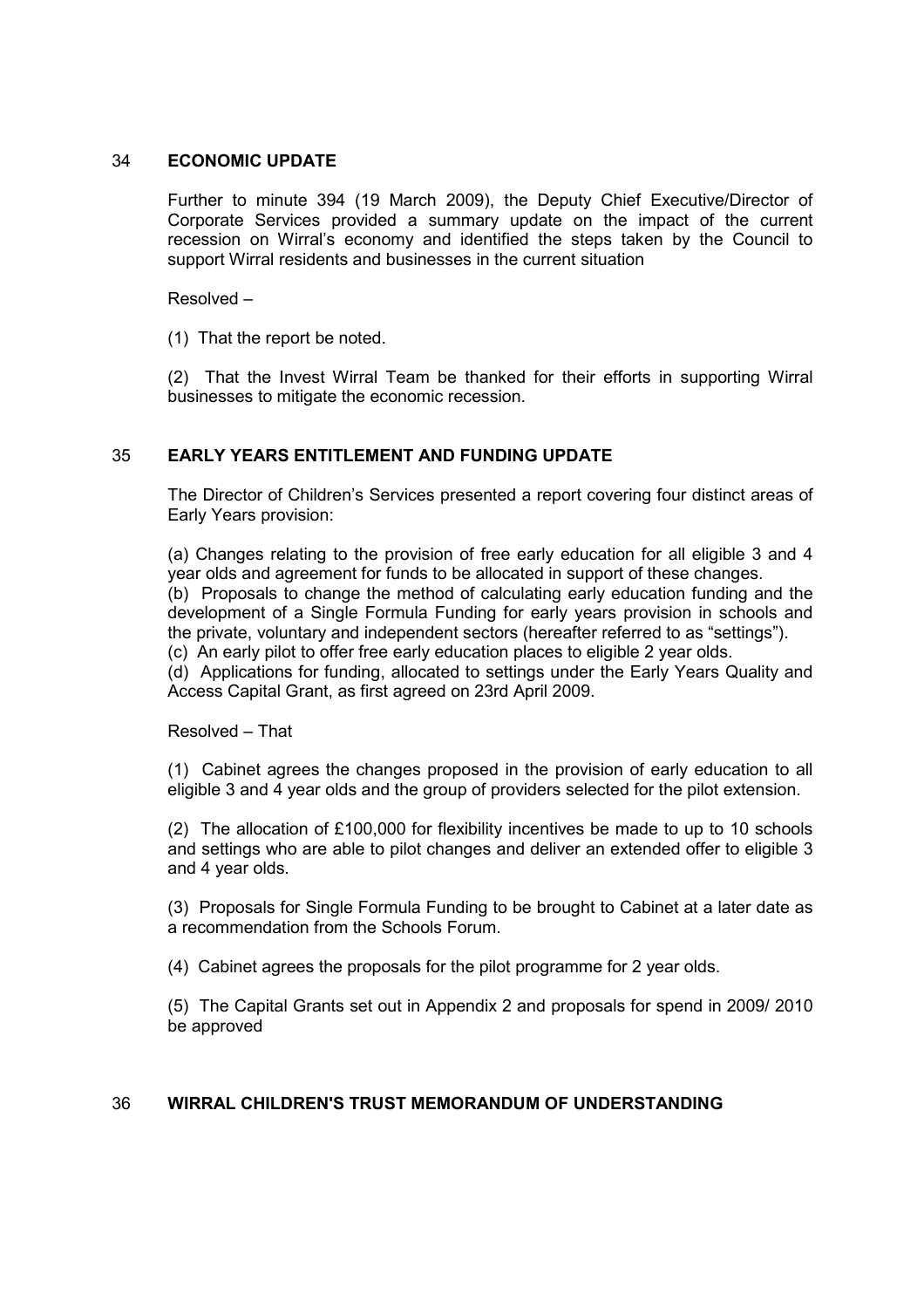## 34 ECONOMIC UPDATE

Further to minute 394 (19 March 2009), the Deputy Chief Executive/Director of Corporate Services provided a summary update on the impact of the current recession on Wirral's economy and identified the steps taken by the Council to support Wirral residents and businesses in the current situation

Resolved –

(1) That the report be noted.

(2) That the Invest Wirral Team be thanked for their efforts in supporting Wirral businesses to mitigate the economic recession.

## 35 EARLY YEARS ENTITLEMENT AND FUNDING UPDATE

The Director of Children's Services presented a report covering four distinct areas of Early Years provision:

(a) Changes relating to the provision of free early education for all eligible 3 and 4 year olds and agreement for funds to be allocated in support of these changes.
(b) Proposals to change the method of calculating early education funding and the development of a Single Formula Funding for early years provision in schools and the private, voluntary and independent sectors (hereafter referred to as "settings").
(c) An early pilot to offer free early education places to eligible 2 year olds.
(d) Applications for funding, allocated to settings under the Early Years Quality and Access Capital Grant, as first agreed on 23rd April 2009.

Resolved – That

(1) Cabinet agrees the changes proposed in the provision of early education to all eligible 3 and 4 year olds and the group of providers selected for the pilot extension.

(2) The allocation of £100,000 for flexibility incentives be made to up to 10 schools and settings who are able to pilot changes and deliver an extended offer to eligible 3 and 4 year olds.

(3) Proposals for Single Formula Funding to be brought to Cabinet at a later date as a recommendation from the Schools Forum.

(4) Cabinet agrees the proposals for the pilot programme for 2 year olds.

(5) The Capital Grants set out in Appendix 2 and proposals for spend in 2009/ 2010 be approved

## 36 WIRRAL CHILDREN'S TRUST MEMORANDUM OF UNDERSTANDING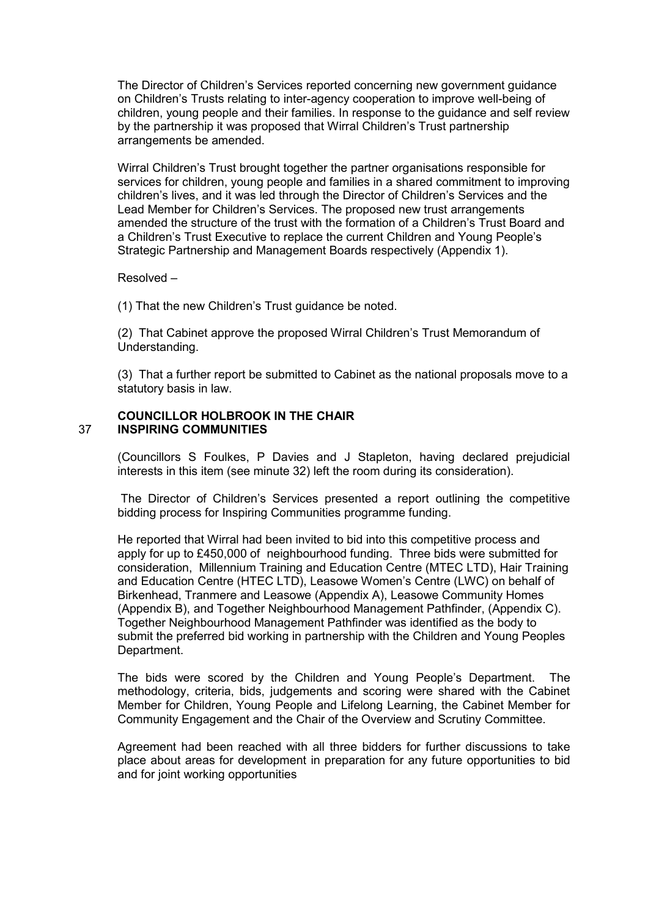The Director of Children's Services reported concerning new government guidance on Children's Trusts relating to inter-agency cooperation to improve well-being of children, young people and their families. In response to the guidance and self review by the partnership it was proposed that Wirral Children's Trust partnership arrangements be amended.

Wirral Children's Trust brought together the partner organisations responsible for services for children, young people and families in a shared commitment to improving children's lives, and it was led through the Director of Children's Services and the Lead Member for Children's Services. The proposed new trust arrangements amended the structure of the trust with the formation of a Children's Trust Board and a Children's Trust Executive to replace the current Children and Young People's Strategic Partnership and Management Boards respectively (Appendix 1).

Resolved –

(1) That the new Children's Trust guidance be noted.

(2) That Cabinet approve the proposed Wirral Children's Trust Memorandum of Understanding.

(3) That a further report be submitted to Cabinet as the national proposals move to a statutory basis in law.

**COUNCILLOR HOLBROOK IN THE CHAIR**

**37 INSPIRING COMMUNITIES**

(Councillors S Foulkes, P Davies and J Stapleton, having declared prejudicial interests in this item (see minute 32) left the room during its consideration).

The Director of Children's Services presented a report outlining the competitive bidding process for Inspiring Communities programme funding.

He reported that Wirral had been invited to bid into this competitive process and apply for up to £450,000 of neighbourhood funding. Three bids were submitted for consideration, Millennium Training and Education Centre (MTEC LTD), Hair Training and Education Centre (HTEC LTD), Leasowe Women's Centre (LWC) on behalf of Birkenhead, Tranmere and Leasowe (Appendix A), Leasowe Community Homes (Appendix B), and Together Neighbourhood Management Pathfinder, (Appendix C). Together Neighbourhood Management Pathfinder was identified as the body to submit the preferred bid working in partnership with the Children and Young Peoples Department.

The bids were scored by the Children and Young People's Department. The methodology, criteria, bids, judgements and scoring were shared with the Cabinet Member for Children, Young People and Lifelong Learning, the Cabinet Member for Community Engagement and the Chair of the Overview and Scrutiny Committee.

Agreement had been reached with all three bidders for further discussions to take place about areas for development in preparation for any future opportunities to bid and for joint working opportunities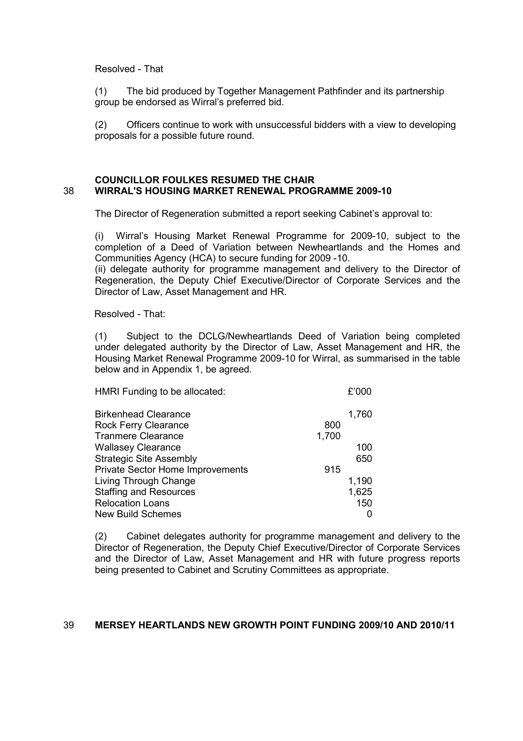Resolved - That

(1) The bid produced by Together Management Pathfinder and its partnership group be endorsed as Wirral's preferred bid.

(2) Officers continue to work with unsuccessful bidders with a view to developing proposals for a possible future round.

**COUNCILLOR FOULKES RESUMED THE CHAIR**

## 38 WIRRAL'S HOUSING MARKET RENEWAL PROGRAMME 2009-10

The Director of Regeneration submitted a report seeking Cabinet's approval to:

(i) Wirral's Housing Market Renewal Programme for 2009-10, subject to the completion of a Deed of Variation between Newheartlands and the Homes and Communities Agency (HCA) to secure funding for 2009 -10.
(ii) delegate authority for programme management and delivery to the Director of Regeneration, the Deputy Chief Executive/Director of Corporate Services and the Director of Law, Asset Management and HR.

Resolved - That:

(1) Subject to the DCLG/Newheartlands Deed of Variation being completed under delegated authority by the Director of Law, Asset Management and HR, the Housing Market Renewal Programme 2009-10 for Wirral, as summarised in the table below and in Appendix 1, be agreed.

| HMRI Funding to be allocated: | | £'000 |
|---|---|---|
| Birkenhead Clearance | | 1,760 |
| Rock Ferry Clearance | 800 | |
| Tranmere Clearance | 1,700 | |
| Wallasey Clearance | | 100 |
| Strategic Site Assembly | | 650 |
| Private Sector Home Improvements | 915 | |
| Living Through Change | | 1,190 |
| Staffing and Resources | | 1,625 |
| Relocation Loans | | 150 |
| New Build Schemes | | 0 |

(2) Cabinet delegates authority for programme management and delivery to the Director of Regeneration, the Deputy Chief Executive/Director of Corporate Services and the Director of Law, Asset Management and HR with future progress reports being presented to Cabinet and Scrutiny Committees as appropriate.

## 39 MERSEY HEARTLANDS NEW GROWTH POINT FUNDING 2009/10 AND 2010/11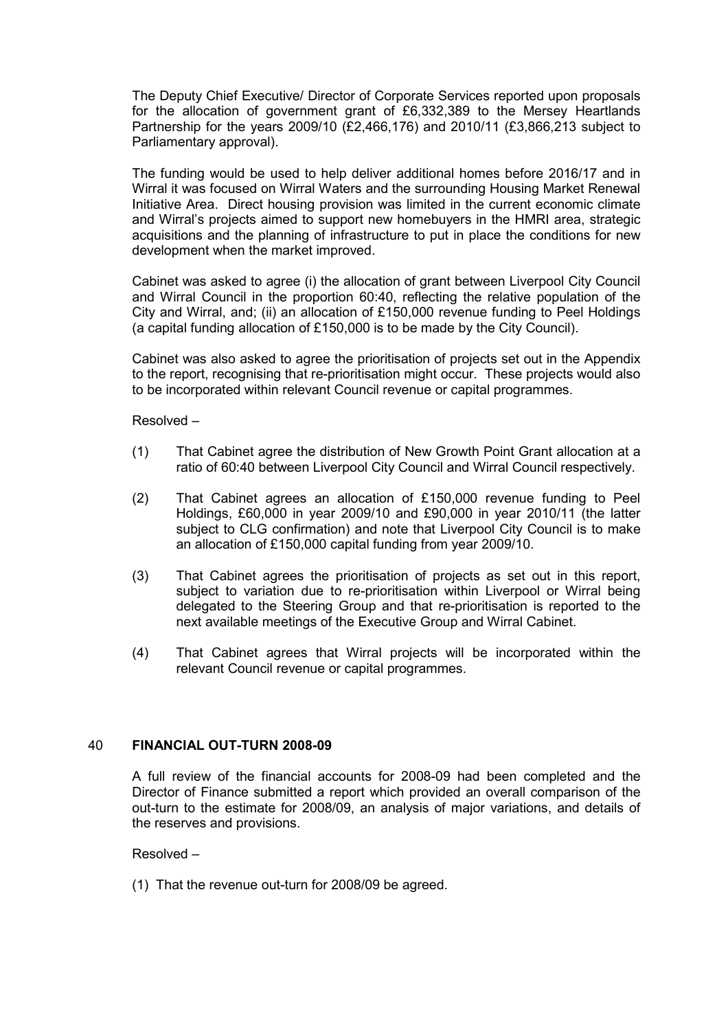The Deputy Chief Executive/ Director of Corporate Services reported upon proposals for the allocation of government grant of £6,332,389 to the Mersey Heartlands Partnership for the years 2009/10 (£2,466,176) and 2010/11 (£3,866,213 subject to Parliamentary approval).

The funding would be used to help deliver additional homes before 2016/17 and in Wirral it was focused on Wirral Waters and the surrounding Housing Market Renewal Initiative Area. Direct housing provision was limited in the current economic climate and Wirral's projects aimed to support new homebuyers in the HMRI area, strategic acquisitions and the planning of infrastructure to put in place the conditions for new development when the market improved.

Cabinet was asked to agree (i) the allocation of grant between Liverpool City Council and Wirral Council in the proportion 60:40, reflecting the relative population of the City and Wirral, and; (ii) an allocation of £150,000 revenue funding to Peel Holdings (a capital funding allocation of £150,000 is to be made by the City Council).

Cabinet was also asked to agree the prioritisation of projects set out in the Appendix to the report, recognising that re-prioritisation might occur. These projects would also to be incorporated within relevant Council revenue or capital programmes.

Resolved –

(1) That Cabinet agree the distribution of New Growth Point Grant allocation at a ratio of 60:40 between Liverpool City Council and Wirral Council respectively.

(2) That Cabinet agrees an allocation of £150,000 revenue funding to Peel Holdings, £60,000 in year 2009/10 and £90,000 in year 2010/11 (the latter subject to CLG confirmation) and note that Liverpool City Council is to make an allocation of £150,000 capital funding from year 2009/10.

(3) That Cabinet agrees the prioritisation of projects as set out in this report, subject to variation due to re-prioritisation within Liverpool or Wirral being delegated to the Steering Group and that re-prioritisation is reported to the next available meetings of the Executive Group and Wirral Cabinet.

(4) That Cabinet agrees that Wirral projects will be incorporated within the relevant Council revenue or capital programmes.

## 40 FINANCIAL OUT-TURN 2008-09

A full review of the financial accounts for 2008-09 had been completed and the Director of Finance submitted a report which provided an overall comparison of the out-turn to the estimate for 2008/09, an analysis of major variations, and details of the reserves and provisions.

Resolved –

(1) That the revenue out-turn for 2008/09 be agreed.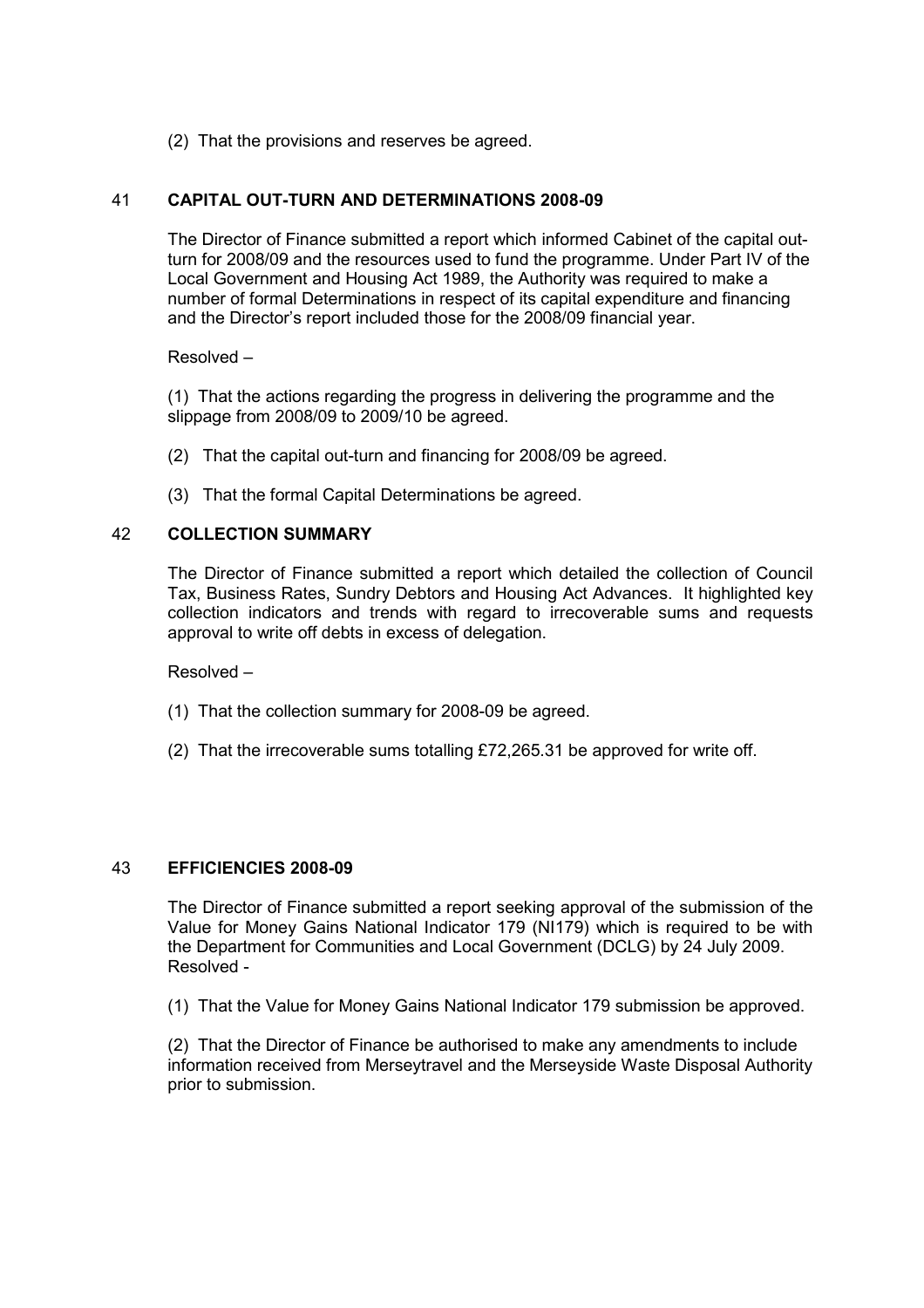(2) That the provisions and reserves be agreed.

## 41 CAPITAL OUT-TURN AND DETERMINATIONS 2008-09

The Director of Finance submitted a report which informed Cabinet of the capital out-turn for 2008/09 and the resources used to fund the programme. Under Part IV of the Local Government and Housing Act 1989, the Authority was required to make a number of formal Determinations in respect of its capital expenditure and financing and the Director's report included those for the 2008/09 financial year.

Resolved –

(1) That the actions regarding the progress in delivering the programme and the slippage from 2008/09 to 2009/10 be agreed.

(2) That the capital out-turn and financing for 2008/09 be agreed.

(3) That the formal Capital Determinations be agreed.

## 42 COLLECTION SUMMARY

The Director of Finance submitted a report which detailed the collection of Council Tax, Business Rates, Sundry Debtors and Housing Act Advances. It highlighted key collection indicators and trends with regard to irrecoverable sums and requests approval to write off debts in excess of delegation.

Resolved –

(1) That the collection summary for 2008-09 be agreed.

(2) That the irrecoverable sums totalling £72,265.31 be approved for write off.

## 43 EFFICIENCIES 2008-09

The Director of Finance submitted a report seeking approval of the submission of the Value for Money Gains National Indicator 179 (NI179) which is required to be with the Department for Communities and Local Government (DCLG) by 24 July 2009.
Resolved -

(1) That the Value for Money Gains National Indicator 179 submission be approved.

(2) That the Director of Finance be authorised to make any amendments to include information received from Merseytravel and the Merseyside Waste Disposal Authority prior to submission.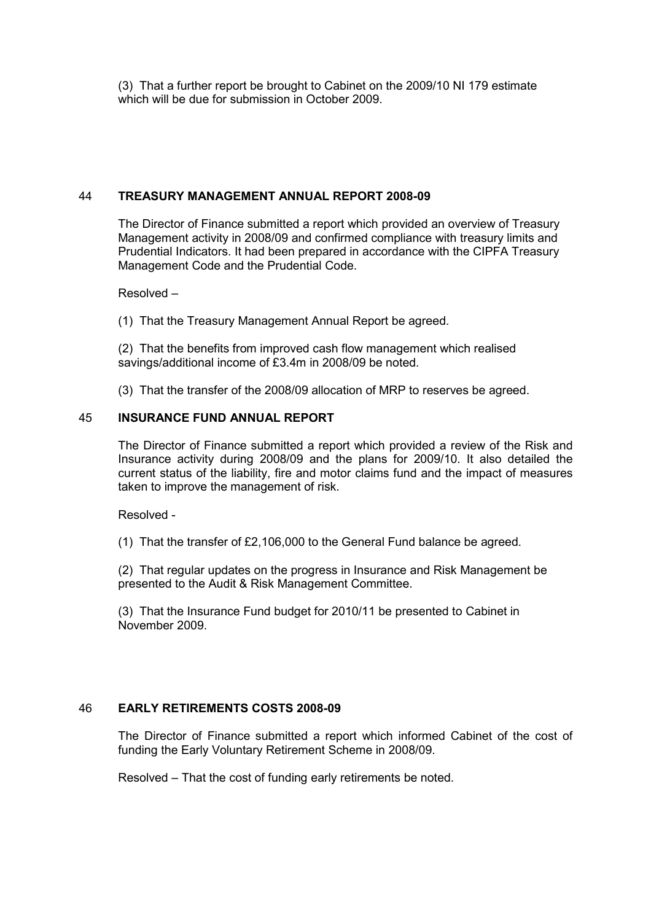(3) That a further report be brought to Cabinet on the 2009/10 NI 179 estimate which will be due for submission in October 2009.

## 44 TREASURY MANAGEMENT ANNUAL REPORT 2008-09

The Director of Finance submitted a report which provided an overview of Treasury Management activity in 2008/09 and confirmed compliance with treasury limits and Prudential Indicators. It had been prepared in accordance with the CIPFA Treasury Management Code and the Prudential Code.

Resolved –

(1) That the Treasury Management Annual Report be agreed.

(2) That the benefits from improved cash flow management which realised savings/additional income of £3.4m in 2008/09 be noted.

(3) That the transfer of the 2008/09 allocation of MRP to reserves be agreed.

## 45 INSURANCE FUND ANNUAL REPORT

The Director of Finance submitted a report which provided a review of the Risk and Insurance activity during 2008/09 and the plans for 2009/10. It also detailed the current status of the liability, fire and motor claims fund and the impact of measures taken to improve the management of risk.

Resolved -

(1) That the transfer of £2,106,000 to the General Fund balance be agreed.

(2) That regular updates on the progress in Insurance and Risk Management be presented to the Audit & Risk Management Committee.

(3) That the Insurance Fund budget for 2010/11 be presented to Cabinet in November 2009.

## 46 EARLY RETIREMENTS COSTS 2008-09

The Director of Finance submitted a report which informed Cabinet of the cost of funding the Early Voluntary Retirement Scheme in 2008/09.

Resolved – That the cost of funding early retirements be noted.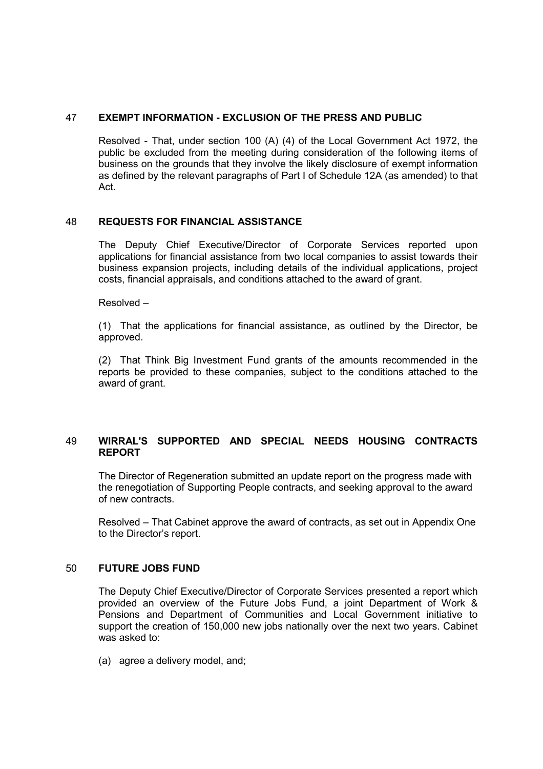## 47 EXEMPT INFORMATION - EXCLUSION OF THE PRESS AND PUBLIC

Resolved - That, under section 100 (A) (4) of the Local Government Act 1972, the public be excluded from the meeting during consideration of the following items of business on the grounds that they involve the likely disclosure of exempt information as defined by the relevant paragraphs of Part I of Schedule 12A (as amended) to that Act.

## 48 REQUESTS FOR FINANCIAL ASSISTANCE

The Deputy Chief Executive/Director of Corporate Services reported upon applications for financial assistance from two local companies to assist towards their business expansion projects, including details of the individual applications, project costs, financial appraisals, and conditions attached to the award of grant.

Resolved –

(1) That the applications for financial assistance, as outlined by the Director, be approved.

(2) That Think Big Investment Fund grants of the amounts recommended in the reports be provided to these companies, subject to the conditions attached to the award of grant.

## 49 WIRRAL'S SUPPORTED AND SPECIAL NEEDS HOUSING CONTRACTS REPORT

The Director of Regeneration submitted an update report on the progress made with the renegotiation of Supporting People contracts, and seeking approval to the award of new contracts.

Resolved – That Cabinet approve the award of contracts, as set out in Appendix One to the Director's report.

## 50 FUTURE JOBS FUND

The Deputy Chief Executive/Director of Corporate Services presented a report which provided an overview of the Future Jobs Fund, a joint Department of Work & Pensions and Department of Communities and Local Government initiative to support the creation of 150,000 new jobs nationally over the next two years. Cabinet was asked to:

(a) agree a delivery model, and;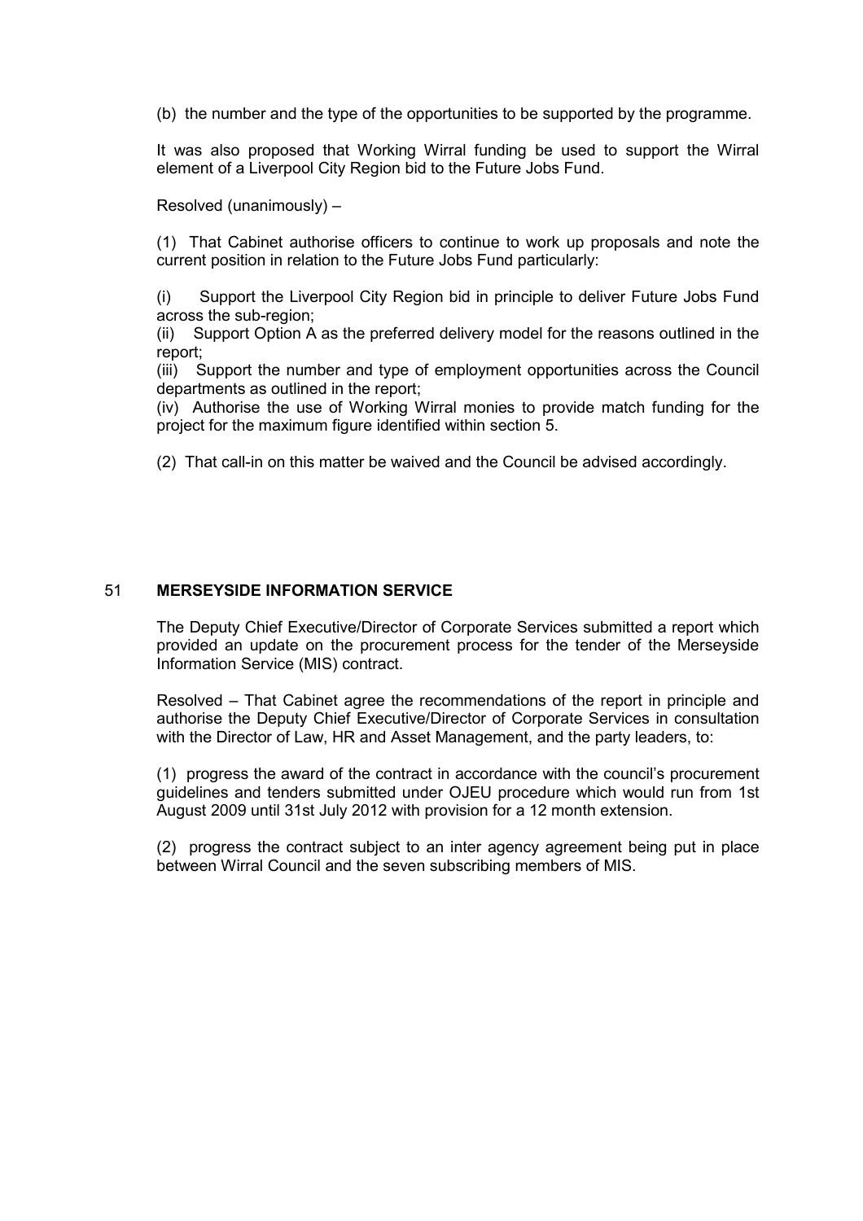(b) the number and the type of the opportunities to be supported by the programme.

It was also proposed that Working Wirral funding be used to support the Wirral element of a Liverpool City Region bid to the Future Jobs Fund.

Resolved (unanimously) –

(1) That Cabinet authorise officers to continue to work up proposals and note the current position in relation to the Future Jobs Fund particularly:

(i) Support the Liverpool City Region bid in principle to deliver Future Jobs Fund across the sub-region;
(ii) Support Option A as the preferred delivery model for the reasons outlined in the report;
(iii) Support the number and type of employment opportunities across the Council departments as outlined in the report;
(iv) Authorise the use of Working Wirral monies to provide match funding for the project for the maximum figure identified within section 5.

(2) That call-in on this matter be waived and the Council be advised accordingly.

## 51 MERSEYSIDE INFORMATION SERVICE

The Deputy Chief Executive/Director of Corporate Services submitted a report which provided an update on the procurement process for the tender of the Merseyside Information Service (MIS) contract.

Resolved – That Cabinet agree the recommendations of the report in principle and authorise the Deputy Chief Executive/Director of Corporate Services in consultation with the Director of Law, HR and Asset Management, and the party leaders, to:

(1) progress the award of the contract in accordance with the council's procurement guidelines and tenders submitted under OJEU procedure which would run from 1st August 2009 until 31st July 2012 with provision for a 12 month extension.

(2) progress the contract subject to an inter agency agreement being put in place between Wirral Council and the seven subscribing members of MIS.